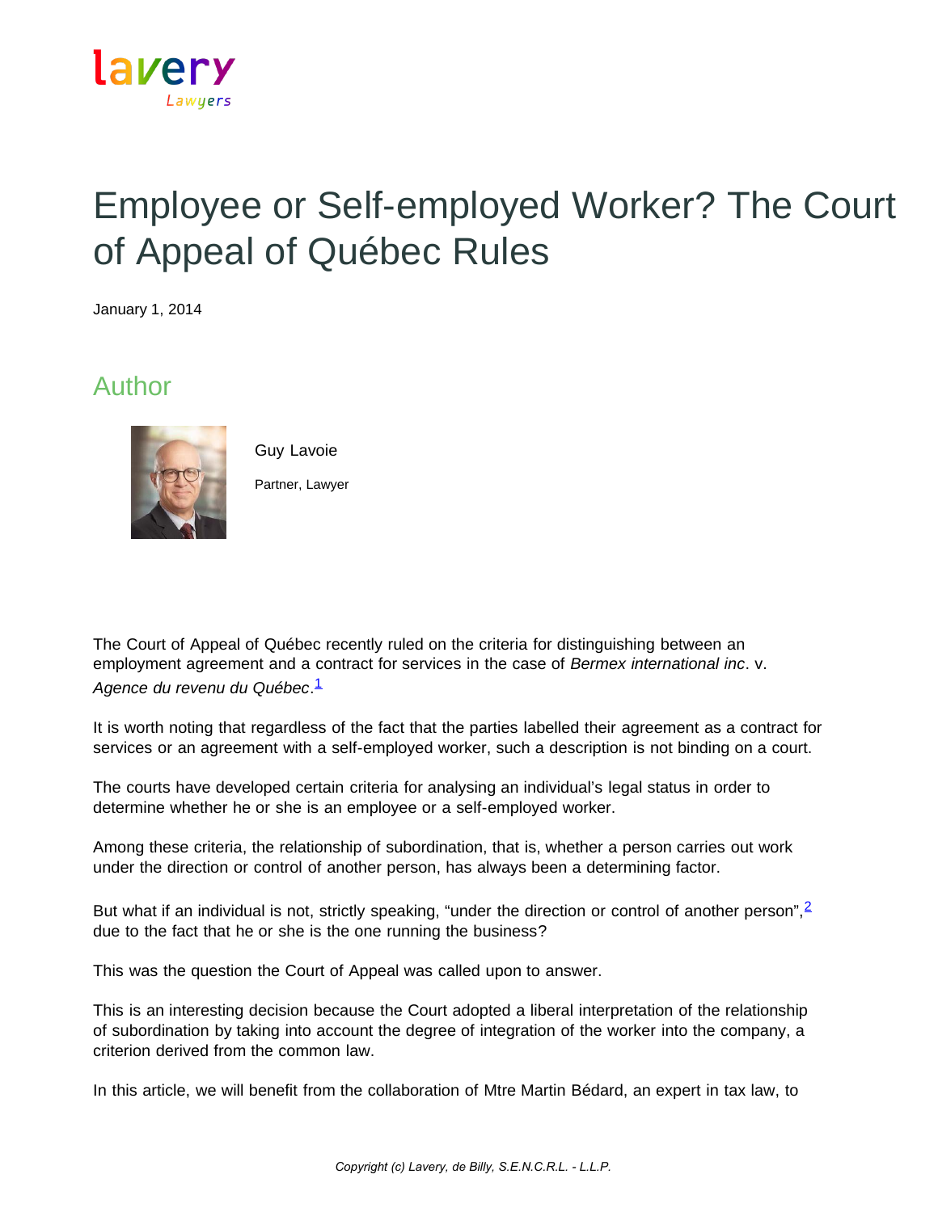# Employee or Self-employed Worker? The Court of Appeal of Québec Rules

January 1, 2014

## Author

Guy Lavoie

Partner, Lawyer

The Court of Appeal of Québec recently ruled on the criteria for distinguishing between an employment agreement and a contract for services in the case of *Bermex international inc*. v. *Agence du revenu du Québec*.[1]

It is worth noting that regardless of the fact that the parties labelled their agreement as a contract for services or an agreement with a self-employed worker, such a description is not binding on a court.

The courts have developed certain criteria for analysing an individual's legal status in order to determine whether he or she is an employee or a self-employed worker.

Among these criteria, the relationship of subordination, that is, whether a person carries out work under the direction or control of another person, has always been a determining factor.

But what if an individual is not, strictly speaking, "under the direction or control of another person",[2] due to the fact that he or she is the one running the business?

This was the question the Court of Appeal was called upon to answer.

This is an interesting decision because the Court adopted a liberal interpretation of the relationship of subordination by taking into account the degree of integration of the worker into the company, a criterion derived from the common law.

In this article, we will benefit from the collaboration of Mtre Martin Bédard, an expert in tax law, to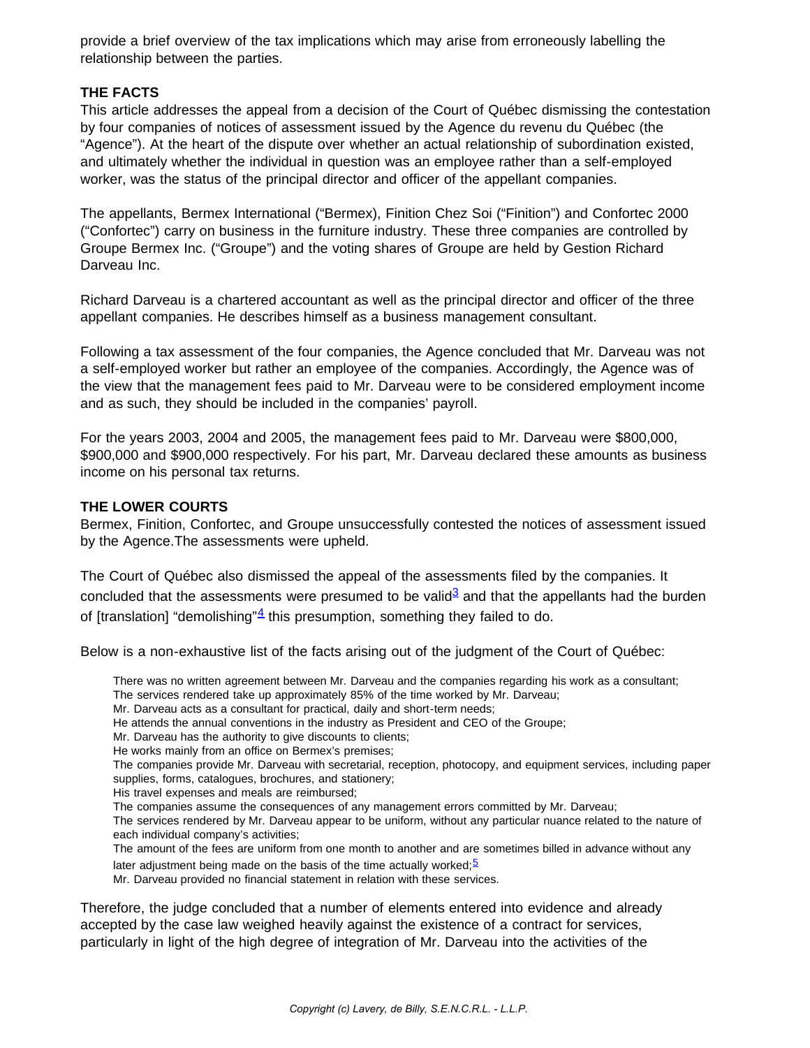provide a brief overview of the tax implications which may arise from erroneously labelling the relationship between the parties.

**THE FACTS**

This article addresses the appeal from a decision of the Court of Québec dismissing the contestation by four companies of notices of assessment issued by the Agence du revenu du Québec (the "Agence"). At the heart of the dispute over whether an actual relationship of subordination existed, and ultimately whether the individual in question was an employee rather than a self-employed worker, was the status of the principal director and officer of the appellant companies.

The appellants, Bermex International ("Bermex), Finition Chez Soi ("Finition") and Confortec 2000 ("Confortec") carry on business in the furniture industry. These three companies are controlled by Groupe Bermex Inc. ("Groupe") and the voting shares of Groupe are held by Gestion Richard Darveau Inc.

Richard Darveau is a chartered accountant as well as the principal director and officer of the three appellant companies. He describes himself as a business management consultant.

Following a tax assessment of the four companies, the Agence concluded that Mr. Darveau was not a self-employed worker but rather an employee of the companies. Accordingly, the Agence was of the view that the management fees paid to Mr. Darveau were to be considered employment income and as such, they should be included in the companies' payroll.

For the years 2003, 2004 and 2005, the management fees paid to Mr. Darveau were $800,000, $900,000 and $900,000 respectively. For his part, Mr. Darveau declared these amounts as business income on his personal tax returns.

**THE LOWER COURTS**

Bermex, Finition, Confortec, and Groupe unsuccessfully contested the notices of assessment issued by the Agence.The assessments were upheld.

The Court of Québec also dismissed the appeal of the assessments filed by the companies. It concluded that the assessments were presumed to be valid[3] and that the appellants had the burden of [translation] "demolishing"[4] this presumption, something they failed to do.

Below is a non-exhaustive list of the facts arising out of the judgment of the Court of Québec:

- There was no written agreement between Mr. Darveau and the companies regarding his work as a consultant;
- The services rendered take up approximately 85% of the time worked by Mr. Darveau;
- Mr. Darveau acts as a consultant for practical, daily and short-term needs;
- He attends the annual conventions in the industry as President and CEO of the Groupe;
- Mr. Darveau has the authority to give discounts to clients;
- He works mainly from an office on Bermex's premises;
- The companies provide Mr. Darveau with secretarial, reception, photocopy, and equipment services, including paper supplies, forms, catalogues, brochures, and stationery;
- His travel expenses and meals are reimbursed;
- The companies assume the consequences of any management errors committed by Mr. Darveau;
- The services rendered by Mr. Darveau appear to be uniform, without any particular nuance related to the nature of each individual company's activities;
- The amount of the fees are uniform from one month to another and are sometimes billed in advance without any later adjustment being made on the basis of the time actually worked;[5]
- Mr. Darveau provided no financial statement in relation with these services.

Therefore, the judge concluded that a number of elements entered into evidence and already accepted by the case law weighed heavily against the existence of a contract for services, particularly in light of the high degree of integration of Mr. Darveau into the activities of the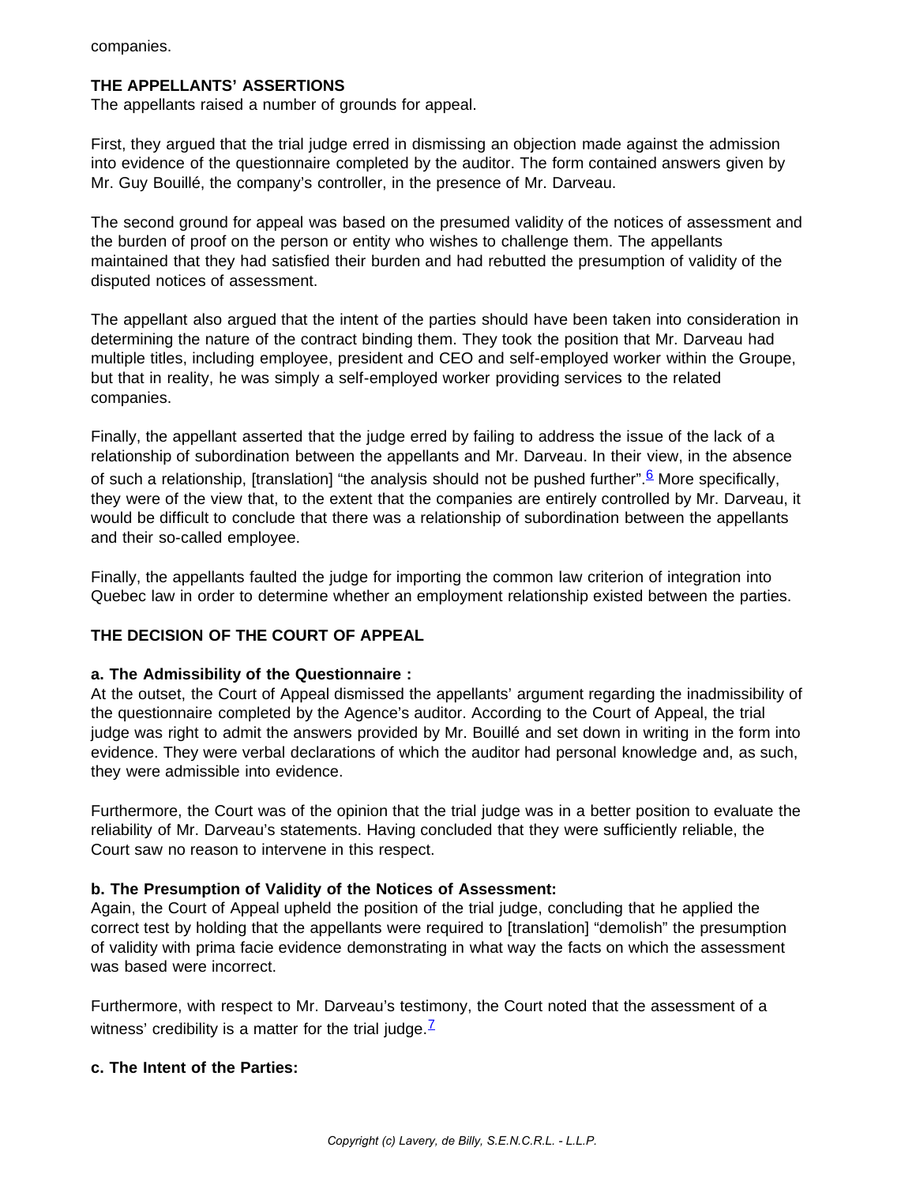companies.

**THE APPELLANTS' ASSERTIONS**

The appellants raised a number of grounds for appeal.

First, they argued that the trial judge erred in dismissing an objection made against the admission into evidence of the questionnaire completed by the auditor. The form contained answers given by Mr. Guy Bouillé, the company's controller, in the presence of Mr. Darveau.

The second ground for appeal was based on the presumed validity of the notices of assessment and the burden of proof on the person or entity who wishes to challenge them. The appellants maintained that they had satisfied their burden and had rebutted the presumption of validity of the disputed notices of assessment.

The appellant also argued that the intent of the parties should have been taken into consideration in determining the nature of the contract binding them. They took the position that Mr. Darveau had multiple titles, including employee, president and CEO and self-employed worker within the Groupe, but that in reality, he was simply a self-employed worker providing services to the related companies.

Finally, the appellant asserted that the judge erred by failing to address the issue of the lack of a relationship of subordination between the appellants and Mr. Darveau. In their view, in the absence of such a relationship, [translation] "the analysis should not be pushed further".[6] More specifically, they were of the view that, to the extent that the companies are entirely controlled by Mr. Darveau, it would be difficult to conclude that there was a relationship of subordination between the appellants and their so-called employee.

Finally, the appellants faulted the judge for importing the common law criterion of integration into Quebec law in order to determine whether an employment relationship existed between the parties.

**THE DECISION OF THE COURT OF APPEAL**

**a. The Admissibility of the Questionnaire :**

At the outset, the Court of Appeal dismissed the appellants' argument regarding the inadmissibility of the questionnaire completed by the Agence's auditor. According to the Court of Appeal, the trial judge was right to admit the answers provided by Mr. Bouillé and set down in writing in the form into evidence. They were verbal declarations of which the auditor had personal knowledge and, as such, they were admissible into evidence.

Furthermore, the Court was of the opinion that the trial judge was in a better position to evaluate the reliability of Mr. Darveau's statements. Having concluded that they were sufficiently reliable, the Court saw no reason to intervene in this respect.

**b. The Presumption of Validity of the Notices of Assessment:**

Again, the Court of Appeal upheld the position of the trial judge, concluding that he applied the correct test by holding that the appellants were required to [translation] "demolish" the presumption of validity with prima facie evidence demonstrating in what way the facts on which the assessment was based were incorrect.

Furthermore, with respect to Mr. Darveau's testimony, the Court noted that the assessment of a witness' credibility is a matter for the trial judge.[7]

**c. The Intent of the Parties:**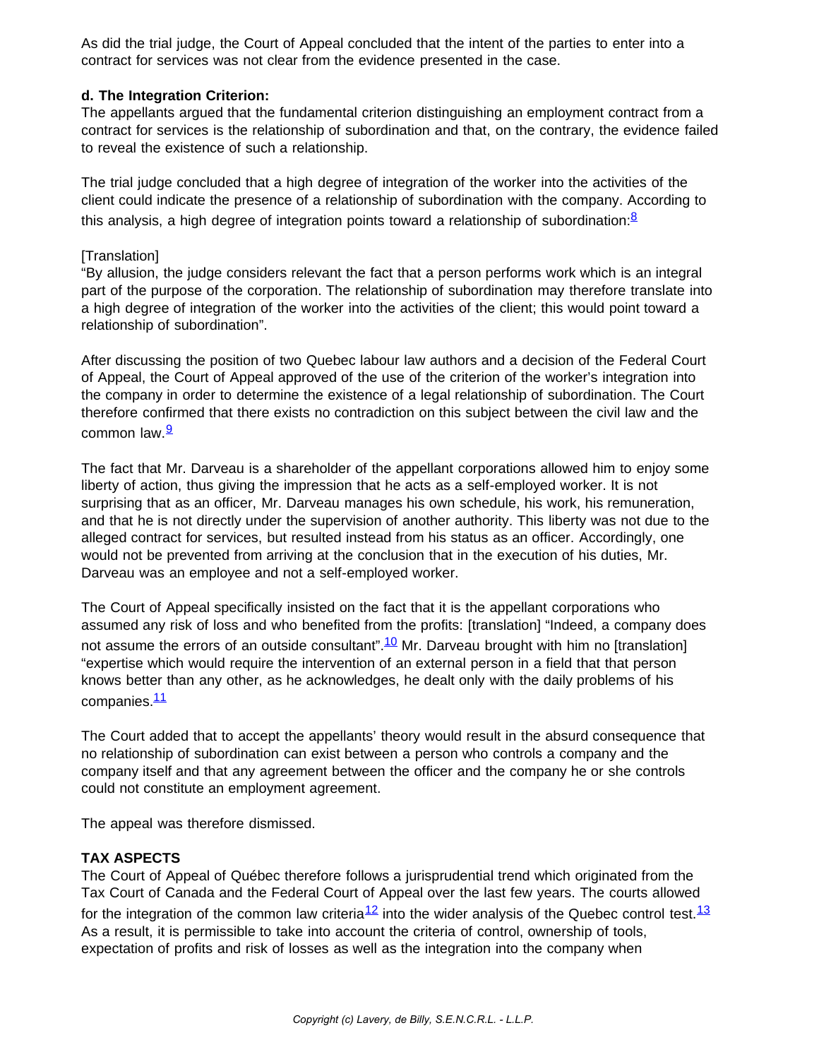As did the trial judge, the Court of Appeal concluded that the intent of the parties to enter into a contract for services was not clear from the evidence presented in the case.

**d. The Integration Criterion:**

The appellants argued that the fundamental criterion distinguishing an employment contract from a contract for services is the relationship of subordination and that, on the contrary, the evidence failed to reveal the existence of such a relationship.

The trial judge concluded that a high degree of integration of the worker into the activities of the client could indicate the presence of a relationship of subordination with the company. According to this analysis, a high degree of integration points toward a relationship of subordination:[8]

[Translation]
"By allusion, the judge considers relevant the fact that a person performs work which is an integral part of the purpose of the corporation. The relationship of subordination may therefore translate into a high degree of integration of the worker into the activities of the client; this would point toward a relationship of subordination".

After discussing the position of two Quebec labour law authors and a decision of the Federal Court of Appeal, the Court of Appeal approved of the use of the criterion of the worker's integration into the company in order to determine the existence of a legal relationship of subordination. The Court therefore confirmed that there exists no contradiction on this subject between the civil law and the common law.[9]

The fact that Mr. Darveau is a shareholder of the appellant corporations allowed him to enjoy some liberty of action, thus giving the impression that he acts as a self-employed worker. It is not surprising that as an officer, Mr. Darveau manages his own schedule, his work, his remuneration, and that he is not directly under the supervision of another authority. This liberty was not due to the alleged contract for services, but resulted instead from his status as an officer. Accordingly, one would not be prevented from arriving at the conclusion that in the execution of his duties, Mr. Darveau was an employee and not a self-employed worker.

The Court of Appeal specifically insisted on the fact that it is the appellant corporations who assumed any risk of loss and who benefited from the profits: [translation] "Indeed, a company does not assume the errors of an outside consultant".[10] Mr. Darveau brought with him no [translation] "expertise which would require the intervention of an external person in a field that that person knows better than any other, as he acknowledges, he dealt only with the daily problems of his companies.[11]

The Court added that to accept the appellants' theory would result in the absurd consequence that no relationship of subordination can exist between a person who controls a company and the company itself and that any agreement between the officer and the company he or she controls could not constitute an employment agreement.

The appeal was therefore dismissed.

**TAX ASPECTS**

The Court of Appeal of Québec therefore follows a jurisprudential trend which originated from the Tax Court of Canada and the Federal Court of Appeal over the last few years. The courts allowed for the integration of the common law criteria[12] into the wider analysis of the Quebec control test.[13] As a result, it is permissible to take into account the criteria of control, ownership of tools, expectation of profits and risk of losses as well as the integration into the company when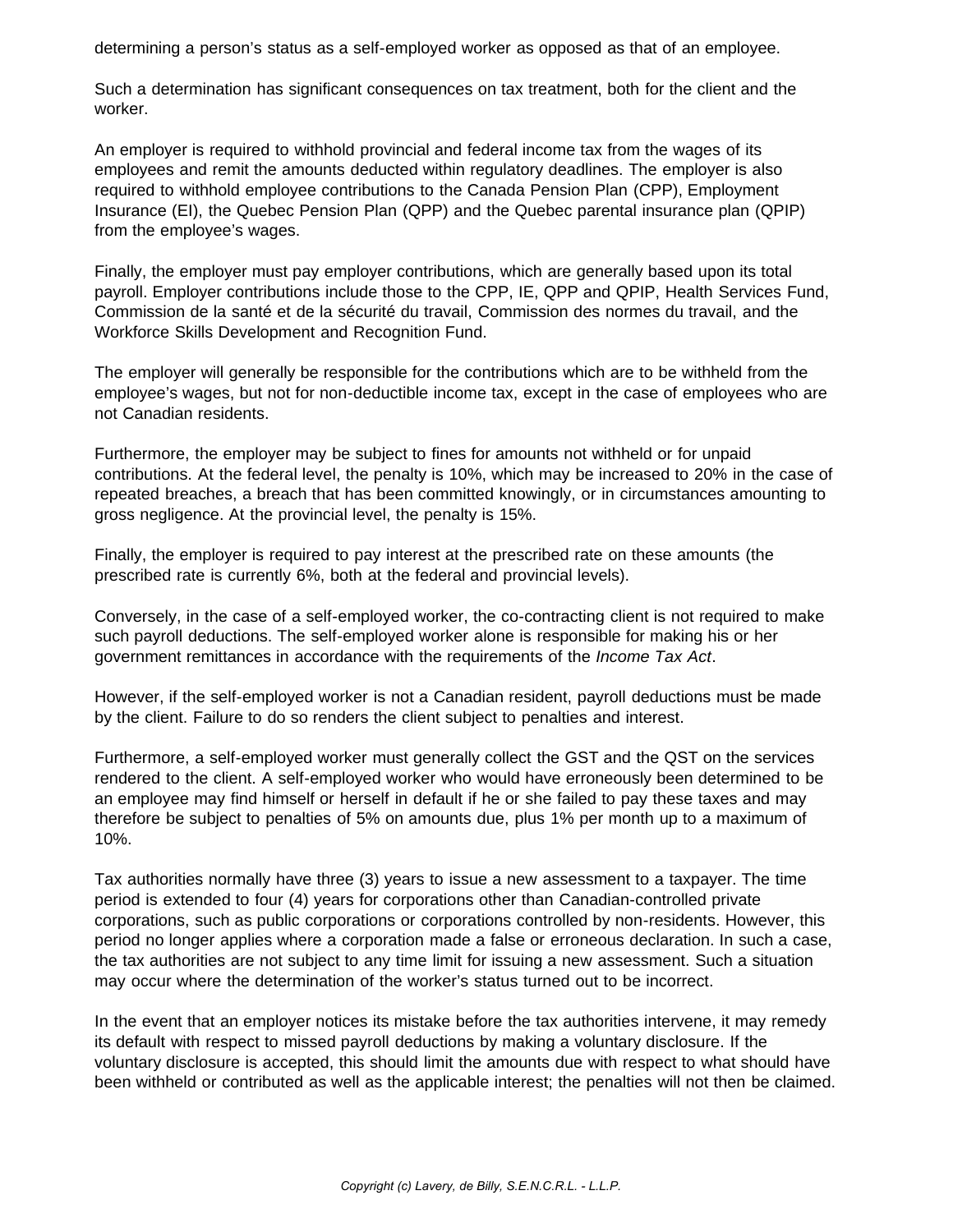determining a person's status as a self-employed worker as opposed as that of an employee.

Such a determination has significant consequences on tax treatment, both for the client and the worker.

An employer is required to withhold provincial and federal income tax from the wages of its employees and remit the amounts deducted within regulatory deadlines. The employer is also required to withhold employee contributions to the Canada Pension Plan (CPP), Employment Insurance (EI), the Quebec Pension Plan (QPP) and the Quebec parental insurance plan (QPIP) from the employee's wages.

Finally, the employer must pay employer contributions, which are generally based upon its total payroll. Employer contributions include those to the CPP, IE, QPP and QPIP, Health Services Fund, Commission de la santé et de la sécurité du travail, Commission des normes du travail, and the Workforce Skills Development and Recognition Fund.

The employer will generally be responsible for the contributions which are to be withheld from the employee's wages, but not for non-deductible income tax, except in the case of employees who are not Canadian residents.

Furthermore, the employer may be subject to fines for amounts not withheld or for unpaid contributions. At the federal level, the penalty is 10%, which may be increased to 20% in the case of repeated breaches, a breach that has been committed knowingly, or in circumstances amounting to gross negligence. At the provincial level, the penalty is 15%.

Finally, the employer is required to pay interest at the prescribed rate on these amounts (the prescribed rate is currently 6%, both at the federal and provincial levels).

Conversely, in the case of a self-employed worker, the co-contracting client is not required to make such payroll deductions. The self-employed worker alone is responsible for making his or her government remittances in accordance with the requirements of the *Income Tax Act*.

However, if the self-employed worker is not a Canadian resident, payroll deductions must be made by the client. Failure to do so renders the client subject to penalties and interest.

Furthermore, a self-employed worker must generally collect the GST and the QST on the services rendered to the client. A self-employed worker who would have erroneously been determined to be an employee may find himself or herself in default if he or she failed to pay these taxes and may therefore be subject to penalties of 5% on amounts due, plus 1% per month up to a maximum of 10%.

Tax authorities normally have three (3) years to issue a new assessment to a taxpayer. The time period is extended to four (4) years for corporations other than Canadian-controlled private corporations, such as public corporations or corporations controlled by non-residents. However, this period no longer applies where a corporation made a false or erroneous declaration. In such a case, the tax authorities are not subject to any time limit for issuing a new assessment. Such a situation may occur where the determination of the worker's status turned out to be incorrect.

In the event that an employer notices its mistake before the tax authorities intervene, it may remedy its default with respect to missed payroll deductions by making a voluntary disclosure. If the voluntary disclosure is accepted, this should limit the amounts due with respect to what should have been withheld or contributed as well as the applicable interest; the penalties will not then be claimed.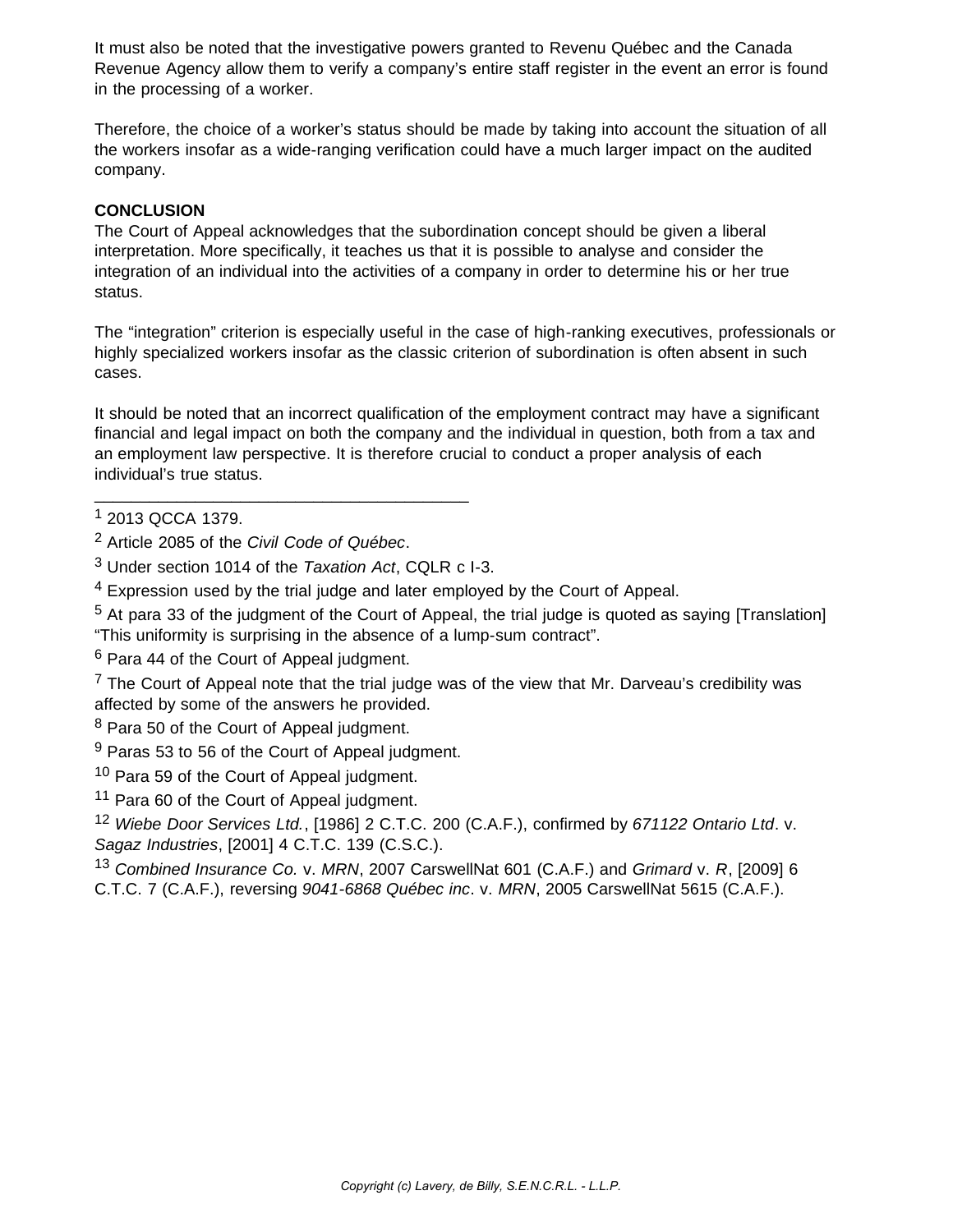It must also be noted that the investigative powers granted to Revenu Québec and the Canada Revenue Agency allow them to verify a company's entire staff register in the event an error is found in the processing of a worker.

Therefore, the choice of a worker's status should be made by taking into account the situation of all the workers insofar as a wide-ranging verification could have a much larger impact on the audited company.

**CONCLUSION**

The Court of Appeal acknowledges that the subordination concept should be given a liberal interpretation. More specifically, it teaches us that it is possible to analyse and consider the integration of an individual into the activities of a company in order to determine his or her true status.

The "integration" criterion is especially useful in the case of high-ranking executives, professionals or highly specialized workers insofar as the classic criterion of subordination is often absent in such cases.

It should be noted that an incorrect qualification of the employment contract may have a significant financial and legal impact on both the company and the individual in question, both from a tax and an employment law perspective. It is therefore crucial to conduct a proper analysis of each individual's true status.

---

[1] 2013 QCCA 1379.

[2] Article 2085 of the *Civil Code of Québec*.

[3] Under section 1014 of the *Taxation Act*, CQLR c I-3.

[4] Expression used by the trial judge and later employed by the Court of Appeal.

[5] At para 33 of the judgment of the Court of Appeal, the trial judge is quoted as saying [Translation] "This uniformity is surprising in the absence of a lump-sum contract".

[6] Para 44 of the Court of Appeal judgment.

[7] The Court of Appeal note that the trial judge was of the view that Mr. Darveau's credibility was affected by some of the answers he provided.

[8] Para 50 of the Court of Appeal judgment.

[9] Paras 53 to 56 of the Court of Appeal judgment.

[10] Para 59 of the Court of Appeal judgment.

[11] Para 60 of the Court of Appeal judgment.

[12] *Wiebe Door Services Ltd.*, [1986] 2 C.T.C. 200 (C.A.F.), confirmed by *671122 Ontario Ltd*. v. *Sagaz Industries*, [2001] 4 C.T.C. 139 (C.S.C.).

[13] *Combined Insurance Co.* v. *MRN*, 2007 CarswellNat 601 (C.A.F.) and *Grimard* v. *R*, [2009] 6 C.T.C. 7 (C.A.F.), reversing *9041-6868 Québec inc*. v. *MRN*, 2005 CarswellNat 5615 (C.A.F.).

*Copyright (c) Lavery, de Billy, S.E.N.C.R.L. - L.L.P.*